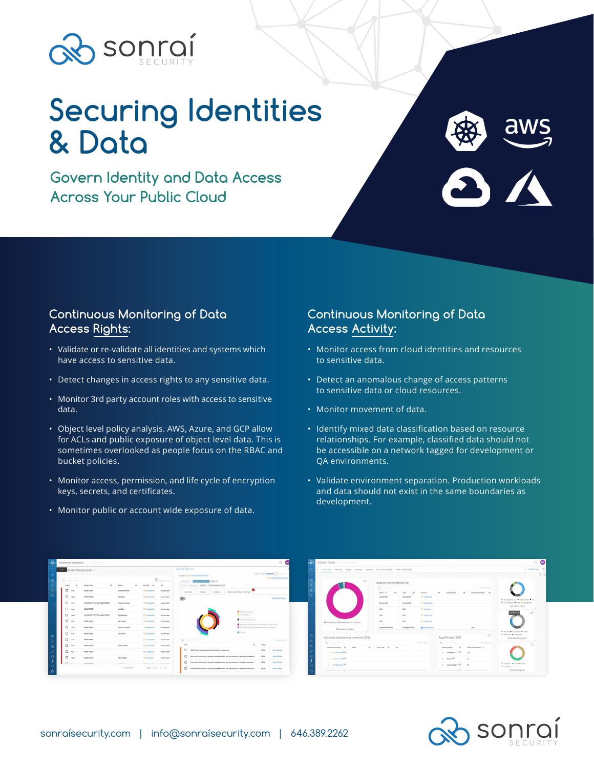# Securing Identities & Data

## Govern Identity and Data Access Across Your Public Cloud

### Continuous Monitoring of Data Access Rights:

- Validate or re-validate all identities and systems which have access to sensitive data.
- Detect changes in access rights to any sensitive data.
- Monitor 3rd party account roles with access to sensitive data.
- Object level policy analysis. AWS, Azure, and GCP allow for ACLs and public exposure of object level data. This is sometimes overlooked as people focus on the RBAC and bucket policies.
- Monitor access, permission, and life cycle of encryption keys, secrets, and certificates.
- Monitor public or account wide exposure of data.

### Continuous Monitoring of Data Access Activity:

- Monitor access from cloud identities and resources to sensitive data.
- Detect an anomalous change of access patterns to sensitive data or cloud resources.
- Monitor movement of data.
- Identify mixed data classification based on resource relationships. For example, classified data should not be accessible on a network tagged for development or QA environments.
- Validate environment separation. Production workloads and data should not exist in the same boundaries as development.

sonraisecurity.com | info@sonraisecurity.com | 646.389.2262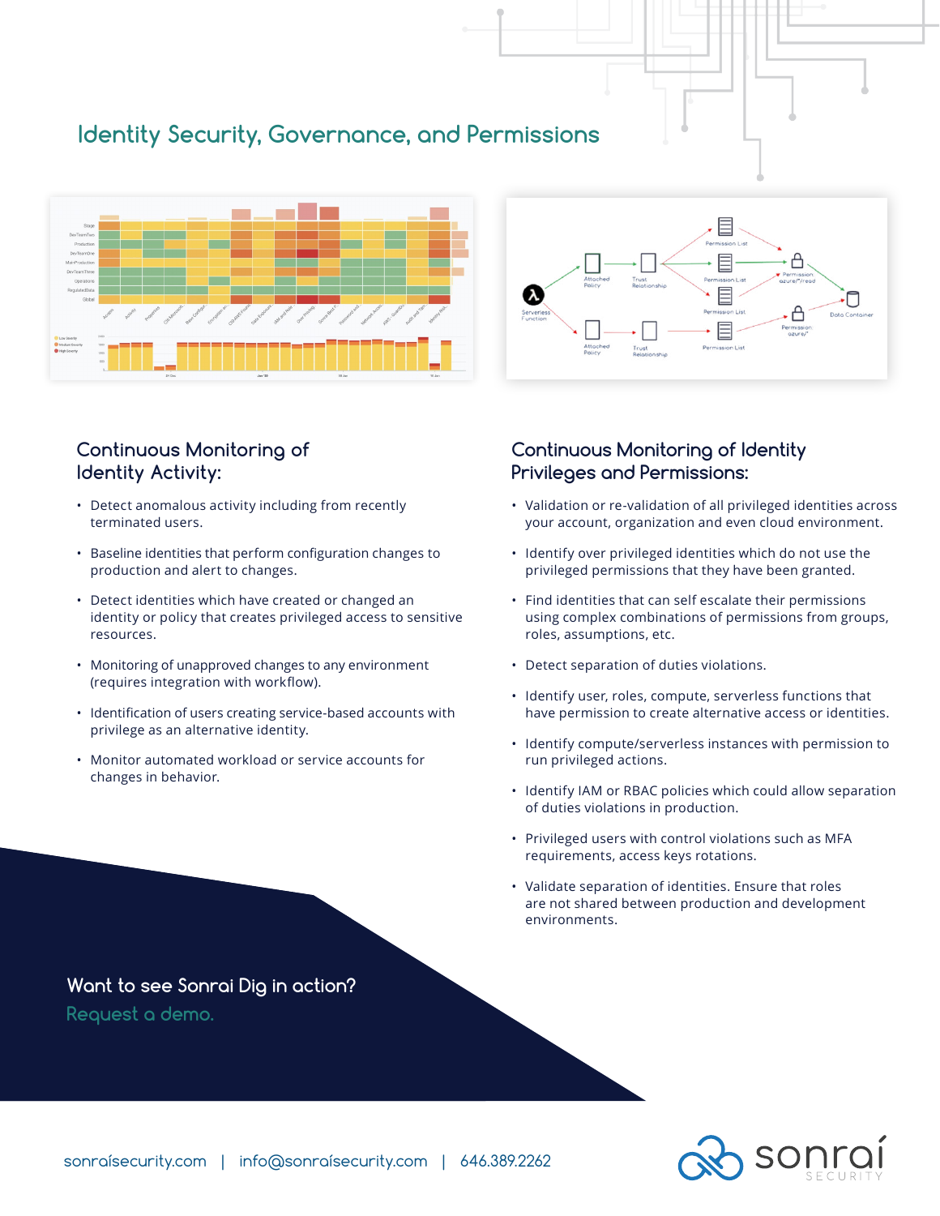# Identity Security, Governance, and Permissions

## Continuous Monitoring of Identity Activity:

- Detect anomalous activity including from recently terminated users.
- Baseline identities that perform configuration changes to production and alert to changes.
- Detect identities which have created or changed an identity or policy that creates privileged access to sensitive resources.
- Monitoring of unapproved changes to any environment (requires integration with workflow).
- Identification of users creating service-based accounts with privilege as an alternative identity.
- Monitor automated workload or service accounts for changes in behavior.

## Continuous Monitoring of Identity Privileges and Permissions:

- Validation or re-validation of all privileged identities across your account, organization and even cloud environment.
- Identify over privileged identities which do not use the privileged permissions that they have been granted.
- Find identities that can self escalate their permissions using complex combinations of permissions from groups, roles, assumptions, etc.
- Detect separation of duties violations.
- Identify user, roles, compute, serverless functions that have permission to create alternative access or identities.
- Identify compute/serverless instances with permission to run privileged actions.
- Identify IAM or RBAC policies which could allow separation of duties violations in production.
- Privileged users with control violations such as MFA requirements, access keys rotations.
- Validate separation of identities. Ensure that roles are not shared between production and development environments.

Want to see Sonrai Dig in action?

Request a demo.

sonraisecurity.com | info@sonraisecurity.com | 646.389.2262

sonrai SECURITY